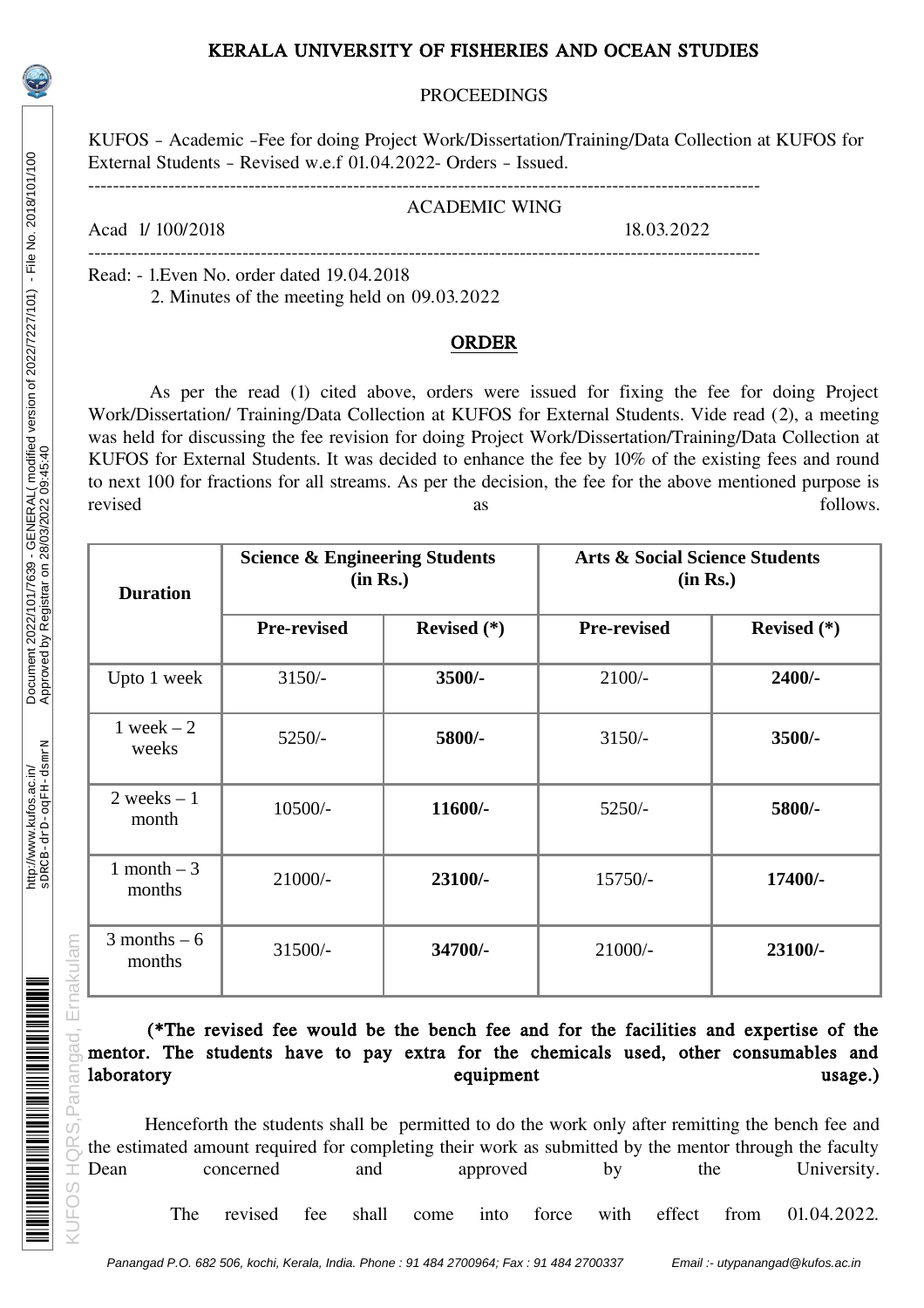# KERALA UNIVERSITY OF FISHERIES AND OCEAN STUDIES

PROCEEDINGS

KUFOS - Academic -Fee for doing Project Work/Dissertation/Training/Data Collection at KUFOS for External Students - Revised w.e.f 01.04.2022- Orders - Issued.

---

ACADEMIC WING

Acad 1/ 100/2018 18.03.2022

---

Read: - 1.Even No. order dated 19.04.2018
2. Minutes of the meeting held on 09.03.2022

## ORDER

As per the read (1) cited above, orders were issued for fixing the fee for doing Project Work/Dissertation/ Training/Data Collection at KUFOS for External Students. Vide read (2), a meeting was held for discussing the fee revision for doing Project Work/Dissertation/Training/Data Collection at KUFOS for External Students. It was decided to enhance the fee by 10% of the existing fees and round to next 100 for fractions for all streams. As per the decision, the fee for the above mentioned purpose is revised as follows.

| Duration | Science & Engineering Students (in Rs.) | | Arts & Social Science Students (in Rs.) | |
|---|---|---|---|---|
| | **Pre-revised** | **Revised (*)** | **Pre-revised** | **Revised (*)** |
| Upto 1 week | 3150/- | **3500/-** | 2100/- | **2400/-** |
| 1 week – 2 weeks | 5250/- | **5800/-** | 3150/- | **3500/-** |
| 2 weeks – 1 month | 10500/- | **11600/-** | 5250/- | **5800/-** |
| 1 month – 3 months | 21000/- | **23100/-** | 15750/- | **17400/-** |
| 3 months – 6 months | 31500/- | **34700/-** | 21000/- | **23100/-** |

**(*The revised fee would be the bench fee and for the facilities and expertise of the mentor. The students have to pay extra for the chemicals used, other consumables and laboratory equipment usage.)**

Henceforth the students shall be permitted to do the work only after remitting the bench fee and the estimated amount required for completing their work as submitted by the mentor through the faculty Dean concerned and approved by the University.

The revised fee shall come into force with effect from 01.04.2022.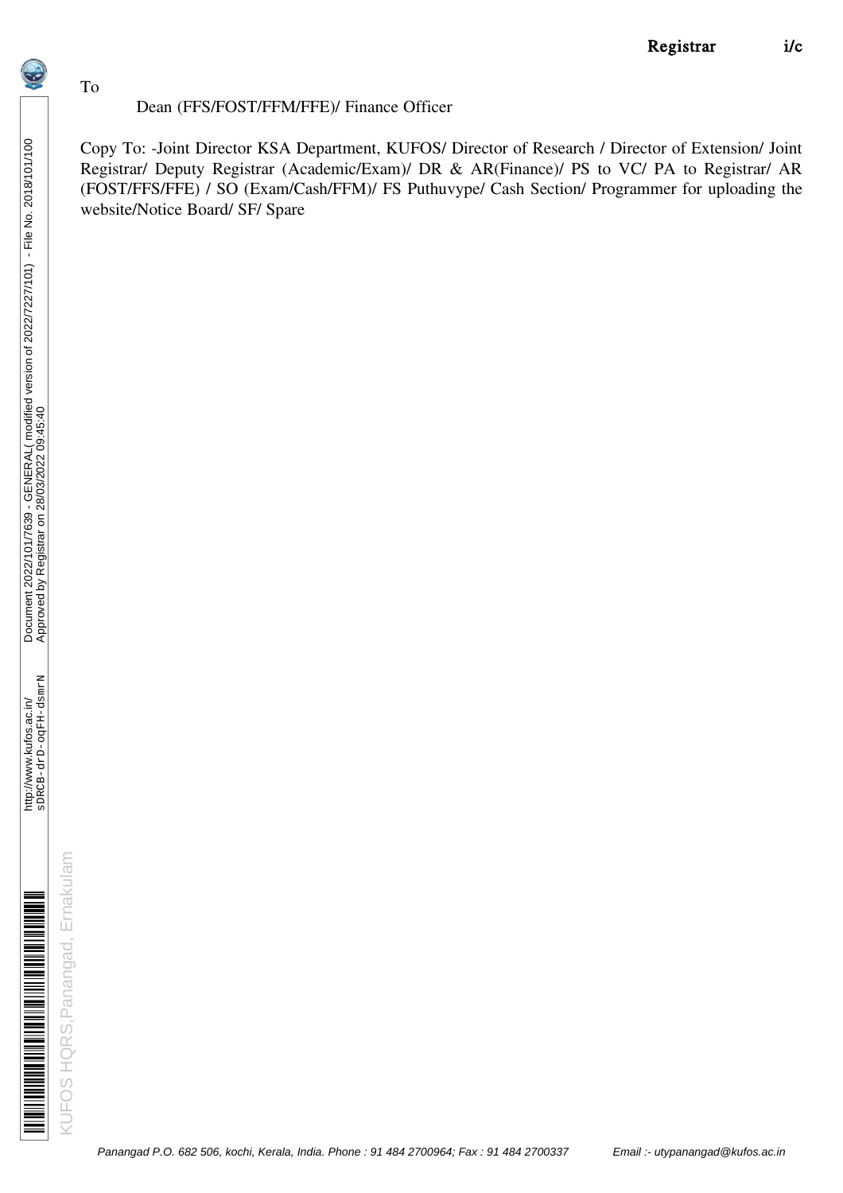**Registrar i/c**

To

Dean (FFS/FOST/FFM/FFE)/ Finance Officer

Copy To: -Joint Director KSA Department, KUFOS/ Director of Research / Director of Extension/ Joint Registrar/ Deputy Registrar (Academic/Exam)/ DR & AR(Finance)/ PS to VC/ PA to Registrar/ AR (FOST/FFS/FFE) / SO (Exam/Cash/FFM)/ FS Puthuvype/ Cash Section/ Programmer for uploading the website/Notice Board/ SF/ Spare